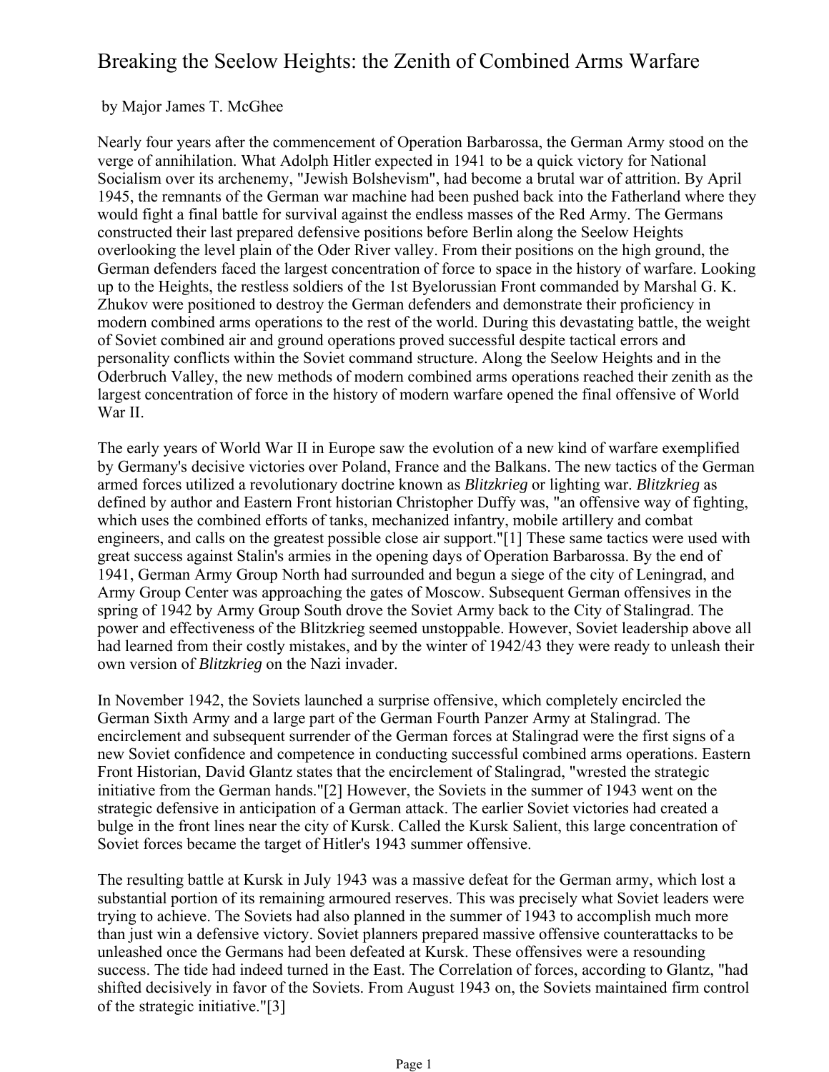# Breaking the Seelow Heights: the Zenith of Combined Arms Warfare

by Major James T. McGhee

Nearly four years after the commencement of Operation Barbarossa, the German Army stood on the verge of annihilation. What Adolph Hitler expected in 1941 to be a quick victory for National Socialism over its archenemy, "Jewish Bolshevism", had become a brutal war of attrition. By April 1945, the remnants of the German war machine had been pushed back into the Fatherland where they would fight a final battle for survival against the endless masses of the Red Army. The Germans constructed their last prepared defensive positions before Berlin along the Seelow Heights overlooking the level plain of the Oder River valley. From their positions on the high ground, the German defenders faced the largest concentration of force to space in the history of warfare. Looking up to the Heights, the restless soldiers of the 1st Byelorussian Front commanded by Marshal G. K. Zhukov were positioned to destroy the German defenders and demonstrate their proficiency in modern combined arms operations to the rest of the world. During this devastating battle, the weight of Soviet combined air and ground operations proved successful despite tactical errors and personality conflicts within the Soviet command structure. Along the Seelow Heights and in the Oderbruch Valley, the new methods of modern combined arms operations reached their zenith as the largest concentration of force in the history of modern warfare opened the final offensive of World War II.

The early years of World War II in Europe saw the evolution of a new kind of warfare exemplified by Germany's decisive victories over Poland, France and the Balkans. The new tactics of the German armed forces utilized a revolutionary doctrine known as *Blitzkrieg* or lighting war. *Blitzkrieg* as defined by author and Eastern Front historian Christopher Duffy was, "an offensive way of fighting, which uses the combined efforts of tanks, mechanized infantry, mobile artillery and combat engineers, and calls on the greatest possible close air support."[1] These same tactics were used with great success against Stalin's armies in the opening days of Operation Barbarossa. By the end of 1941, German Army Group North had surrounded and begun a siege of the city of Leningrad, and Army Group Center was approaching the gates of Moscow. Subsequent German offensives in the spring of 1942 by Army Group South drove the Soviet Army back to the City of Stalingrad. The power and effectiveness of the Blitzkrieg seemed unstoppable. However, Soviet leadership above all had learned from their costly mistakes, and by the winter of 1942/43 they were ready to unleash their own version of *Blitzkrieg* on the Nazi invader.

In November 1942, the Soviets launched a surprise offensive, which completely encircled the German Sixth Army and a large part of the German Fourth Panzer Army at Stalingrad. The encirclement and subsequent surrender of the German forces at Stalingrad were the first signs of a new Soviet confidence and competence in conducting successful combined arms operations. Eastern Front Historian, David Glantz states that the encirclement of Stalingrad, "wrested the strategic initiative from the German hands."[2] However, the Soviets in the summer of 1943 went on the strategic defensive in anticipation of a German attack. The earlier Soviet victories had created a bulge in the front lines near the city of Kursk. Called the Kursk Salient, this large concentration of Soviet forces became the target of Hitler's 1943 summer offensive.

The resulting battle at Kursk in July 1943 was a massive defeat for the German army, which lost a substantial portion of its remaining armoured reserves. This was precisely what Soviet leaders were trying to achieve. The Soviets had also planned in the summer of 1943 to accomplish much more than just win a defensive victory. Soviet planners prepared massive offensive counterattacks to be unleashed once the Germans had been defeated at Kursk. These offensives were a resounding success. The tide had indeed turned in the East. The Correlation of forces, according to Glantz, "had shifted decisively in favor of the Soviets. From August 1943 on, the Soviets maintained firm control of the strategic initiative."[3]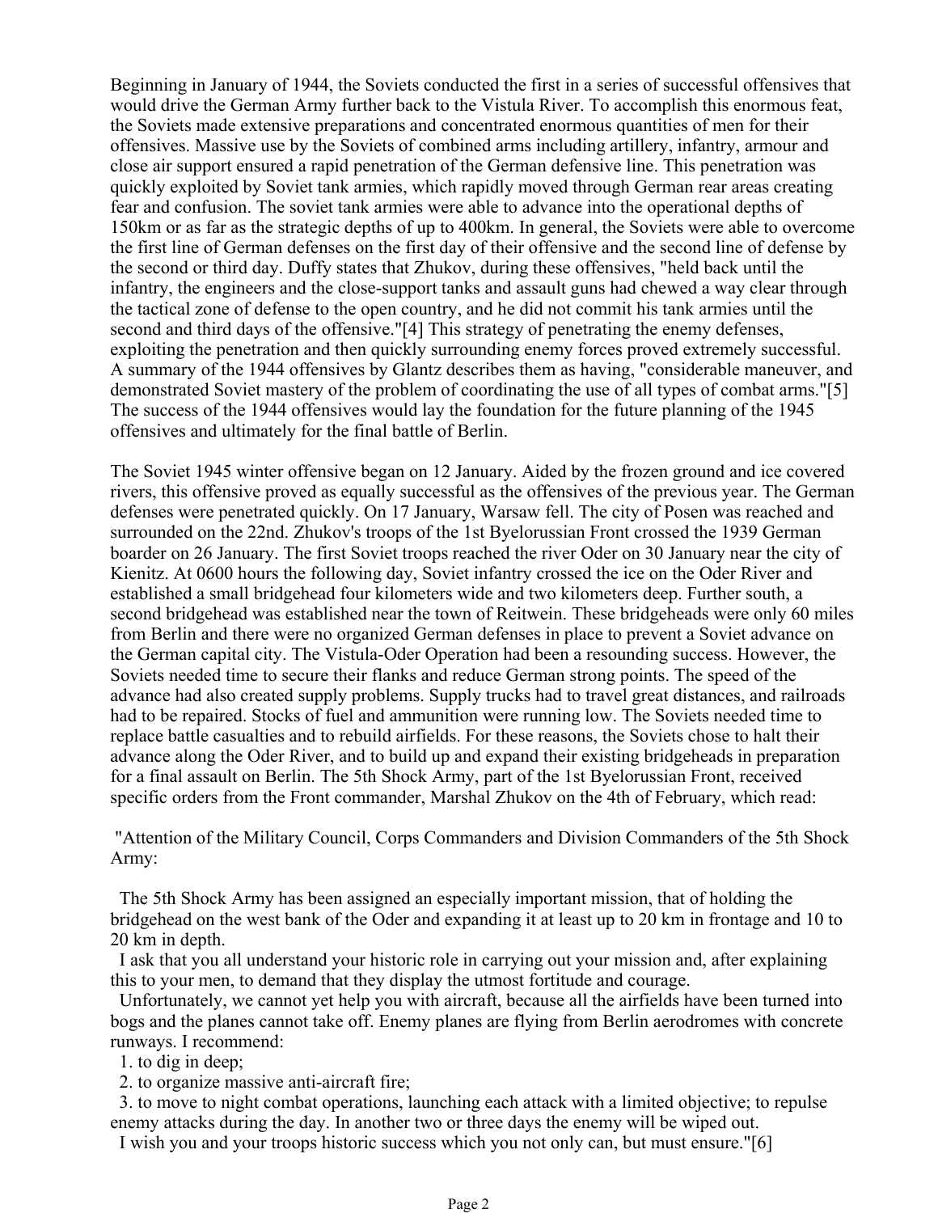Beginning in January of 1944, the Soviets conducted the first in a series of successful offensives that would drive the German Army further back to the Vistula River. To accomplish this enormous feat, the Soviets made extensive preparations and concentrated enormous quantities of men for their offensives. Massive use by the Soviets of combined arms including artillery, infantry, armour and close air support ensured a rapid penetration of the German defensive line. This penetration was quickly exploited by Soviet tank armies, which rapidly moved through German rear areas creating fear and confusion. The soviet tank armies were able to advance into the operational depths of 150km or as far as the strategic depths of up to 400km. In general, the Soviets were able to overcome the first line of German defenses on the first day of their offensive and the second line of defense by the second or third day. Duffy states that Zhukov, during these offensives, "held back until the infantry, the engineers and the close-support tanks and assault guns had chewed a way clear through the tactical zone of defense to the open country, and he did not commit his tank armies until the second and third days of the offensive."[4] This strategy of penetrating the enemy defenses, exploiting the penetration and then quickly surrounding enemy forces proved extremely successful. A summary of the 1944 offensives by Glantz describes them as having, "considerable maneuver, and demonstrated Soviet mastery of the problem of coordinating the use of all types of combat arms."[5] The success of the 1944 offensives would lay the foundation for the future planning of the 1945 offensives and ultimately for the final battle of Berlin.

The Soviet 1945 winter offensive began on 12 January. Aided by the frozen ground and ice covered rivers, this offensive proved as equally successful as the offensives of the previous year. The German defenses were penetrated quickly. On 17 January, Warsaw fell. The city of Posen was reached and surrounded on the 22nd. Zhukov's troops of the 1st Byelorussian Front crossed the 1939 German boarder on 26 January. The first Soviet troops reached the river Oder on 30 January near the city of Kienitz. At 0600 hours the following day, Soviet infantry crossed the ice on the Oder River and established a small bridgehead four kilometers wide and two kilometers deep. Further south, a second bridgehead was established near the town of Reitwein. These bridgeheads were only 60 miles from Berlin and there were no organized German defenses in place to prevent a Soviet advance on the German capital city. The Vistula-Oder Operation had been a resounding success. However, the Soviets needed time to secure their flanks and reduce German strong points. The speed of the advance had also created supply problems. Supply trucks had to travel great distances, and railroads had to be repaired. Stocks of fuel and ammunition were running low. The Soviets needed time to replace battle casualties and to rebuild airfields. For these reasons, the Soviets chose to halt their advance along the Oder River, and to build up and expand their existing bridgeheads in preparation for a final assault on Berlin. The 5th Shock Army, part of the 1st Byelorussian Front, received specific orders from the Front commander, Marshal Zhukov on the 4th of February, which read:

"Attention of the Military Council, Corps Commanders and Division Commanders of the 5th Shock Army:

The 5th Shock Army has been assigned an especially important mission, that of holding the bridgehead on the west bank of the Oder and expanding it at least up to 20 km in frontage and 10 to 20 km in depth.

I ask that you all understand your historic role in carrying out your mission and, after explaining this to your men, to demand that they display the utmost fortitude and courage.

Unfortunately, we cannot yet help you with aircraft, because all the airfields have been turned into bogs and the planes cannot take off. Enemy planes are flying from Berlin aerodromes with concrete runways. I recommend:

1. to dig in deep;
2. to organize massive anti-aircraft fire;
3. to move to night combat operations, launching each attack with a limited objective; to repulse enemy attacks during the day. In another two or three days the enemy will be wiped out.

I wish you and your troops historic success which you not only can, but must ensure."[6]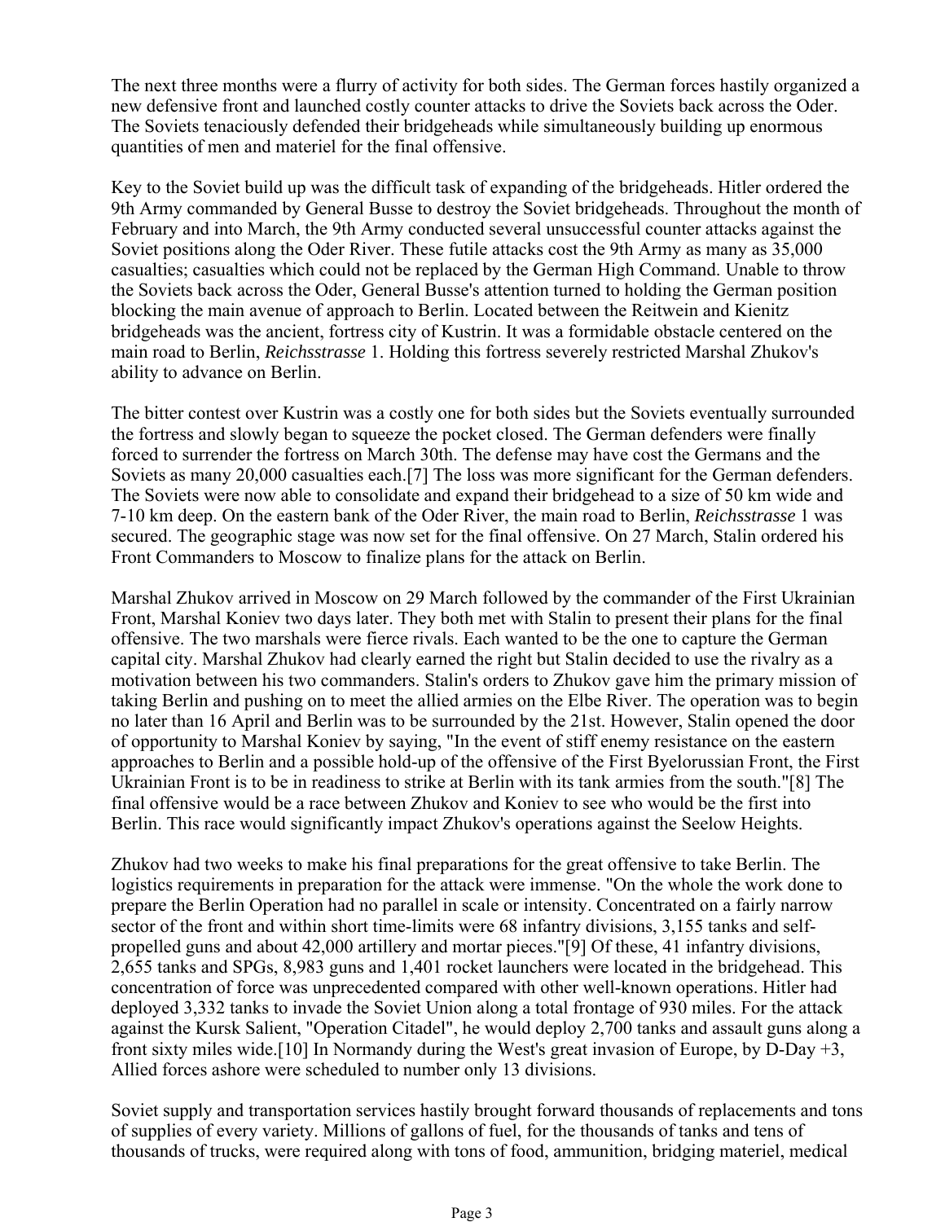The next three months were a flurry of activity for both sides. The German forces hastily organized a new defensive front and launched costly counter attacks to drive the Soviets back across the Oder. The Soviets tenaciously defended their bridgeheads while simultaneously building up enormous quantities of men and materiel for the final offensive.

Key to the Soviet build up was the difficult task of expanding of the bridgeheads. Hitler ordered the 9th Army commanded by General Busse to destroy the Soviet bridgeheads. Throughout the month of February and into March, the 9th Army conducted several unsuccessful counter attacks against the Soviet positions along the Oder River. These futile attacks cost the 9th Army as many as 35,000 casualties; casualties which could not be replaced by the German High Command. Unable to throw the Soviets back across the Oder, General Busse's attention turned to holding the German position blocking the main avenue of approach to Berlin. Located between the Reitwein and Kienitz bridgeheads was the ancient, fortress city of Kustrin. It was a formidable obstacle centered on the main road to Berlin, *Reichsstrasse* 1. Holding this fortress severely restricted Marshal Zhukov's ability to advance on Berlin.

The bitter contest over Kustrin was a costly one for both sides but the Soviets eventually surrounded the fortress and slowly began to squeeze the pocket closed. The German defenders were finally forced to surrender the fortress on March 30th. The defense may have cost the Germans and the Soviets as many 20,000 casualties each.[7] The loss was more significant for the German defenders. The Soviets were now able to consolidate and expand their bridgehead to a size of 50 km wide and 7-10 km deep. On the eastern bank of the Oder River, the main road to Berlin, *Reichsstrasse* 1 was secured. The geographic stage was now set for the final offensive. On 27 March, Stalin ordered his Front Commanders to Moscow to finalize plans for the attack on Berlin.

Marshal Zhukov arrived in Moscow on 29 March followed by the commander of the First Ukrainian Front, Marshal Koniev two days later. They both met with Stalin to present their plans for the final offensive. The two marshals were fierce rivals. Each wanted to be the one to capture the German capital city. Marshal Zhukov had clearly earned the right but Stalin decided to use the rivalry as a motivation between his two commanders. Stalin's orders to Zhukov gave him the primary mission of taking Berlin and pushing on to meet the allied armies on the Elbe River. The operation was to begin no later than 16 April and Berlin was to be surrounded by the 21st. However, Stalin opened the door of opportunity to Marshal Koniev by saying, "In the event of stiff enemy resistance on the eastern approaches to Berlin and a possible hold-up of the offensive of the First Byelorussian Front, the First Ukrainian Front is to be in readiness to strike at Berlin with its tank armies from the south."[8] The final offensive would be a race between Zhukov and Koniev to see who would be the first into Berlin. This race would significantly impact Zhukov's operations against the Seelow Heights.

Zhukov had two weeks to make his final preparations for the great offensive to take Berlin. The logistics requirements in preparation for the attack were immense. "On the whole the work done to prepare the Berlin Operation had no parallel in scale or intensity. Concentrated on a fairly narrow sector of the front and within short time-limits were 68 infantry divisions, 3,155 tanks and self-propelled guns and about 42,000 artillery and mortar pieces."[9] Of these, 41 infantry divisions, 2,655 tanks and SPGs, 8,983 guns and 1,401 rocket launchers were located in the bridgehead. This concentration of force was unprecedented compared with other well-known operations. Hitler had deployed 3,332 tanks to invade the Soviet Union along a total frontage of 930 miles. For the attack against the Kursk Salient, "Operation Citadel", he would deploy 2,700 tanks and assault guns along a front sixty miles wide.[10] In Normandy during the West's great invasion of Europe, by D-Day +3, Allied forces ashore were scheduled to number only 13 divisions.

Soviet supply and transportation services hastily brought forward thousands of replacements and tons of supplies of every variety. Millions of gallons of fuel, for the thousands of tanks and tens of thousands of trucks, were required along with tons of food, ammunition, bridging materiel, medical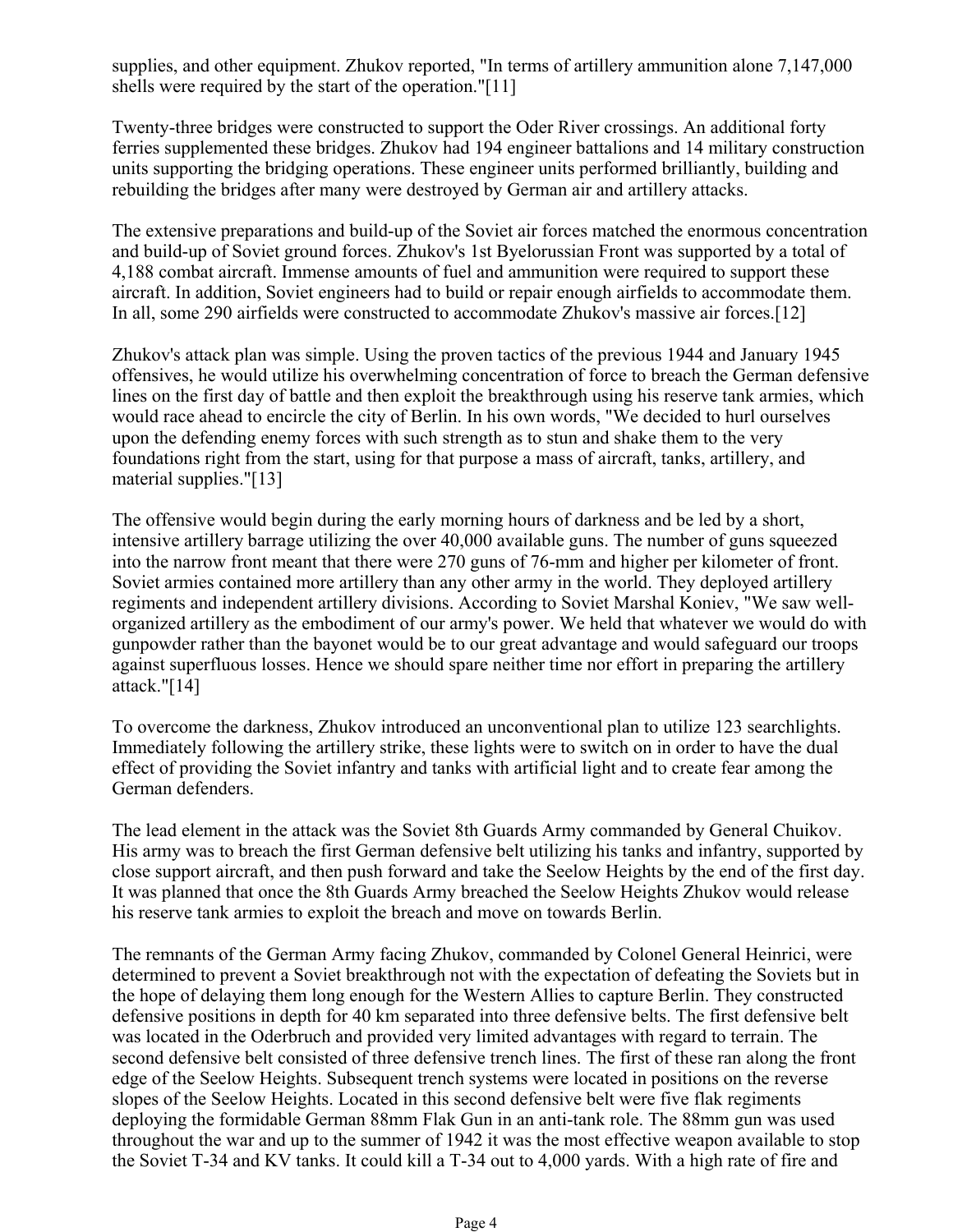supplies, and other equipment. Zhukov reported, "In terms of artillery ammunition alone 7,147,000 shells were required by the start of the operation."[11]

Twenty-three bridges were constructed to support the Oder River crossings. An additional forty ferries supplemented these bridges. Zhukov had 194 engineer battalions and 14 military construction units supporting the bridging operations. These engineer units performed brilliantly, building and rebuilding the bridges after many were destroyed by German air and artillery attacks.

The extensive preparations and build-up of the Soviet air forces matched the enormous concentration and build-up of Soviet ground forces. Zhukov's 1st Byelorussian Front was supported by a total of 4,188 combat aircraft. Immense amounts of fuel and ammunition were required to support these aircraft. In addition, Soviet engineers had to build or repair enough airfields to accommodate them. In all, some 290 airfields were constructed to accommodate Zhukov's massive air forces.[12]

Zhukov's attack plan was simple. Using the proven tactics of the previous 1944 and January 1945 offensives, he would utilize his overwhelming concentration of force to breach the German defensive lines on the first day of battle and then exploit the breakthrough using his reserve tank armies, which would race ahead to encircle the city of Berlin. In his own words, "We decided to hurl ourselves upon the defending enemy forces with such strength as to stun and shake them to the very foundations right from the start, using for that purpose a mass of aircraft, tanks, artillery, and material supplies."[13]

The offensive would begin during the early morning hours of darkness and be led by a short, intensive artillery barrage utilizing the over 40,000 available guns. The number of guns squeezed into the narrow front meant that there were 270 guns of 76-mm and higher per kilometer of front. Soviet armies contained more artillery than any other army in the world. They deployed artillery regiments and independent artillery divisions. According to Soviet Marshal Koniev, "We saw well-organized artillery as the embodiment of our army's power. We held that whatever we would do with gunpowder rather than the bayonet would be to our great advantage and would safeguard our troops against superfluous losses. Hence we should spare neither time nor effort in preparing the artillery attack."[14]

To overcome the darkness, Zhukov introduced an unconventional plan to utilize 123 searchlights. Immediately following the artillery strike, these lights were to switch on in order to have the dual effect of providing the Soviet infantry and tanks with artificial light and to create fear among the German defenders.

The lead element in the attack was the Soviet 8th Guards Army commanded by General Chuikov. His army was to breach the first German defensive belt utilizing his tanks and infantry, supported by close support aircraft, and then push forward and take the Seelow Heights by the end of the first day. It was planned that once the 8th Guards Army breached the Seelow Heights Zhukov would release his reserve tank armies to exploit the breach and move on towards Berlin.

The remnants of the German Army facing Zhukov, commanded by Colonel General Heinrici, were determined to prevent a Soviet breakthrough not with the expectation of defeating the Soviets but in the hope of delaying them long enough for the Western Allies to capture Berlin. They constructed defensive positions in depth for 40 km separated into three defensive belts. The first defensive belt was located in the Oderbruch and provided very limited advantages with regard to terrain. The second defensive belt consisted of three defensive trench lines. The first of these ran along the front edge of the Seelow Heights. Subsequent trench systems were located in positions on the reverse slopes of the Seelow Heights. Located in this second defensive belt were five flak regiments deploying the formidable German 88mm Flak Gun in an anti-tank role. The 88mm gun was used throughout the war and up to the summer of 1942 it was the most effective weapon available to stop the Soviet T-34 and KV tanks. It could kill a T-34 out to 4,000 yards. With a high rate of fire and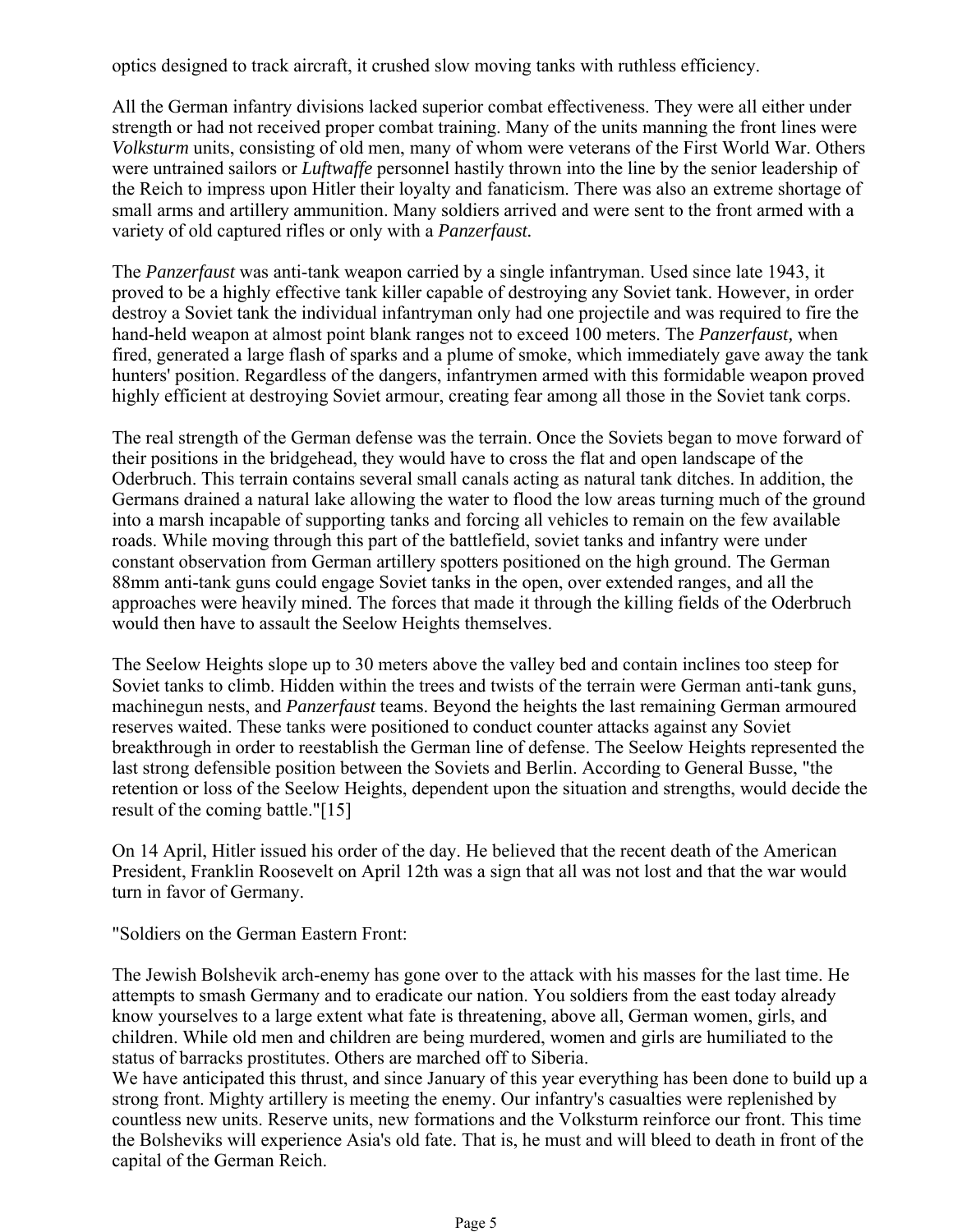optics designed to track aircraft, it crushed slow moving tanks with ruthless efficiency.

All the German infantry divisions lacked superior combat effectiveness. They were all either under strength or had not received proper combat training. Many of the units manning the front lines were *Volksturm* units, consisting of old men, many of whom were veterans of the First World War. Others were untrained sailors or *Luftwaffe* personnel hastily thrown into the line by the senior leadership of the Reich to impress upon Hitler their loyalty and fanaticism. There was also an extreme shortage of small arms and artillery ammunition. Many soldiers arrived and were sent to the front armed with a variety of old captured rifles or only with a *Panzerfaust.*

The *Panzerfaust* was anti-tank weapon carried by a single infantryman. Used since late 1943, it proved to be a highly effective tank killer capable of destroying any Soviet tank. However, in order destroy a Soviet tank the individual infantryman only had one projectile and was required to fire the hand-held weapon at almost point blank ranges not to exceed 100 meters. The *Panzerfaust,* when fired, generated a large flash of sparks and a plume of smoke, which immediately gave away the tank hunters' position. Regardless of the dangers, infantrymen armed with this formidable weapon proved highly efficient at destroying Soviet armour, creating fear among all those in the Soviet tank corps.

The real strength of the German defense was the terrain. Once the Soviets began to move forward of their positions in the bridgehead, they would have to cross the flat and open landscape of the Oderbruch. This terrain contains several small canals acting as natural tank ditches. In addition, the Germans drained a natural lake allowing the water to flood the low areas turning much of the ground into a marsh incapable of supporting tanks and forcing all vehicles to remain on the few available roads. While moving through this part of the battlefield, soviet tanks and infantry were under constant observation from German artillery spotters positioned on the high ground. The German 88mm anti-tank guns could engage Soviet tanks in the open, over extended ranges, and all the approaches were heavily mined. The forces that made it through the killing fields of the Oderbruch would then have to assault the Seelow Heights themselves.

The Seelow Heights slope up to 30 meters above the valley bed and contain inclines too steep for Soviet tanks to climb. Hidden within the trees and twists of the terrain were German anti-tank guns, machinegun nests, and *Panzerfaust* teams. Beyond the heights the last remaining German armoured reserves waited. These tanks were positioned to conduct counter attacks against any Soviet breakthrough in order to reestablish the German line of defense. The Seelow Heights represented the last strong defensible position between the Soviets and Berlin. According to General Busse, "the retention or loss of the Seelow Heights, dependent upon the situation and strengths, would decide the result of the coming battle."[15]

On 14 April, Hitler issued his order of the day. He believed that the recent death of the American President, Franklin Roosevelt on April 12th was a sign that all was not lost and that the war would turn in favor of Germany.

"Soldiers on the German Eastern Front:

The Jewish Bolshevik arch-enemy has gone over to the attack with his masses for the last time. He attempts to smash Germany and to eradicate our nation. You soldiers from the east today already know yourselves to a large extent what fate is threatening, above all, German women, girls, and children. While old men and children are being murdered, women and girls are humiliated to the status of barracks prostitutes. Others are marched off to Siberia.
We have anticipated this thrust, and since January of this year everything has been done to build up a strong front. Mighty artillery is meeting the enemy. Our infantry's casualties were replenished by countless new units. Reserve units, new formations and the Volksturm reinforce our front. This time the Bolsheviks will experience Asia's old fate. That is, he must and will bleed to death in front of the capital of the German Reich.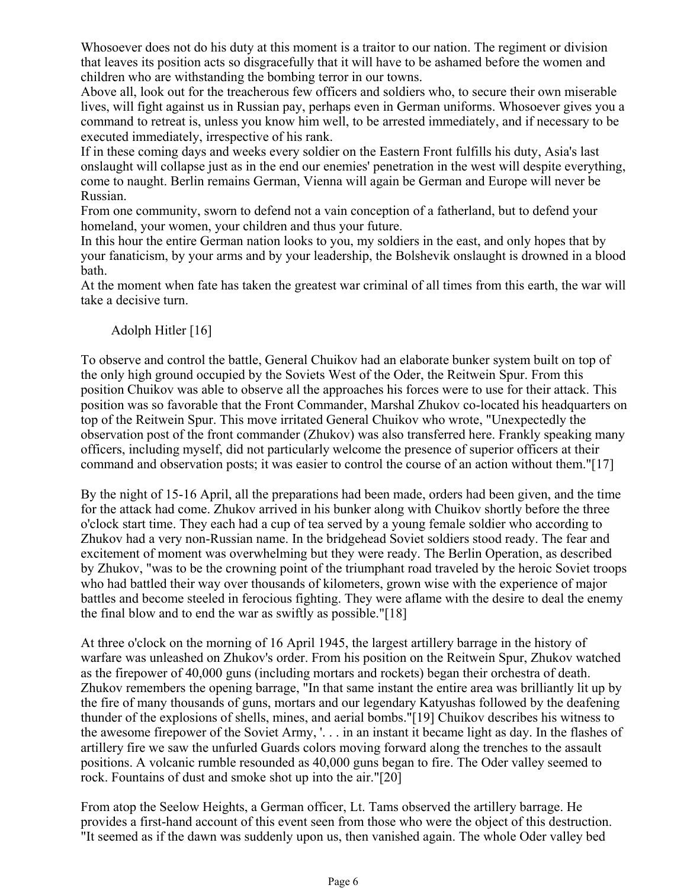Whosoever does not do his duty at this moment is a traitor to our nation. The regiment or division that leaves its position acts so disgracefully that it will have to be ashamed before the women and children who are withstanding the bombing terror in our towns.
Above all, look out for the treacherous few officers and soldiers who, to secure their own miserable lives, will fight against us in Russian pay, perhaps even in German uniforms. Whosoever gives you a command to retreat is, unless you know him well, to be arrested immediately, and if necessary to be executed immediately, irrespective of his rank.
If in these coming days and weeks every soldier on the Eastern Front fulfills his duty, Asia's last onslaught will collapse just as in the end our enemies' penetration in the west will despite everything, come to naught. Berlin remains German, Vienna will again be German and Europe will never be Russian.
From one community, sworn to defend not a vain conception of a fatherland, but to defend your homeland, your women, your children and thus your future.
In this hour the entire German nation looks to you, my soldiers in the east, and only hopes that by your fanaticism, by your arms and by your leadership, the Bolshevik onslaught is drowned in a blood bath.
At the moment when fate has taken the greatest war criminal of all times from this earth, the war will take a decisive turn.

Adolph Hitler [16]

To observe and control the battle, General Chuikov had an elaborate bunker system built on top of the only high ground occupied by the Soviets West of the Oder, the Reitwein Spur. From this position Chuikov was able to observe all the approaches his forces were to use for their attack. This position was so favorable that the Front Commander, Marshal Zhukov co-located his headquarters on top of the Reitwein Spur. This move irritated General Chuikov who wrote, "Unexpectedly the observation post of the front commander (Zhukov) was also transferred here. Frankly speaking many officers, including myself, did not particularly welcome the presence of superior officers at their command and observation posts; it was easier to control the course of an action without them."[17]

By the night of 15-16 April, all the preparations had been made, orders had been given, and the time for the attack had come. Zhukov arrived in his bunker along with Chuikov shortly before the three o'clock start time. They each had a cup of tea served by a young female soldier who according to Zhukov had a very non-Russian name. In the bridgehead Soviet soldiers stood ready. The fear and excitement of moment was overwhelming but they were ready. The Berlin Operation, as described by Zhukov, "was to be the crowning point of the triumphant road traveled by the heroic Soviet troops who had battled their way over thousands of kilometers, grown wise with the experience of major battles and become steeled in ferocious fighting. They were aflame with the desire to deal the enemy the final blow and to end the war as swiftly as possible."[18]

At three o'clock on the morning of 16 April 1945, the largest artillery barrage in the history of warfare was unleashed on Zhukov's order. From his position on the Reitwein Spur, Zhukov watched as the firepower of 40,000 guns (including mortars and rockets) began their orchestra of death. Zhukov remembers the opening barrage, "In that same instant the entire area was brilliantly lit up by the fire of many thousands of guns, mortars and our legendary Katyushas followed by the deafening thunder of the explosions of shells, mines, and aerial bombs."[19] Chuikov describes his witness to the awesome firepower of the Soviet Army, '. . . in an instant it became light as day. In the flashes of artillery fire we saw the unfurled Guards colors moving forward along the trenches to the assault positions. A volcanic rumble resounded as 40,000 guns began to fire. The Oder valley seemed to rock. Fountains of dust and smoke shot up into the air."[20]

From atop the Seelow Heights, a German officer, Lt. Tams observed the artillery barrage. He provides a first-hand account of this event seen from those who were the object of this destruction. "It seemed as if the dawn was suddenly upon us, then vanished again. The whole Oder valley bed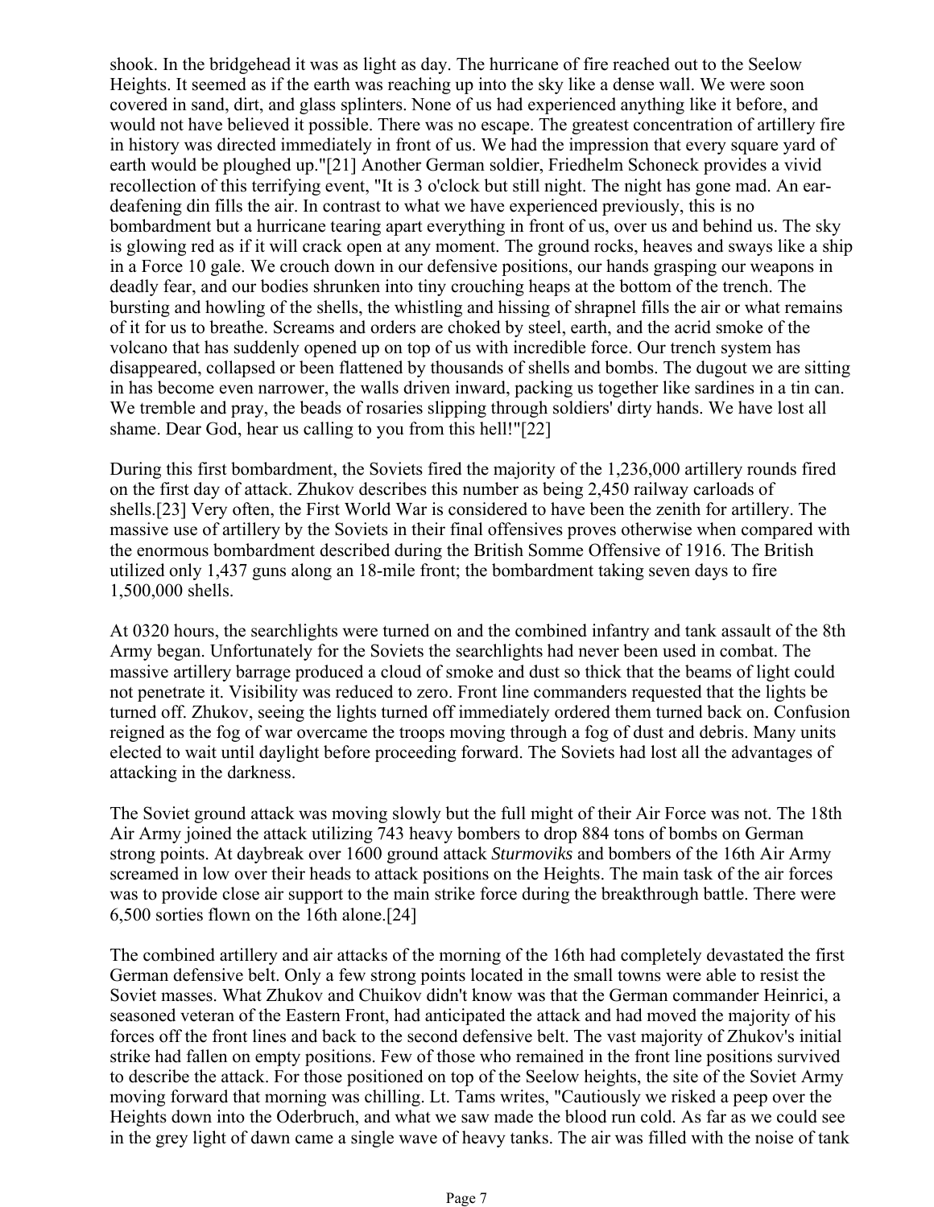shook. In the bridgehead it was as light as day. The hurricane of fire reached out to the Seelow Heights. It seemed as if the earth was reaching up into the sky like a dense wall. We were soon covered in sand, dirt, and glass splinters. None of us had experienced anything like it before, and would not have believed it possible. There was no escape. The greatest concentration of artillery fire in history was directed immediately in front of us. We had the impression that every square yard of earth would be ploughed up."[21] Another German soldier, Friedhelm Schoneck provides a vivid recollection of this terrifying event, "It is 3 o'clock but still night. The night has gone mad. An ear-deafening din fills the air. In contrast to what we have experienced previously, this is no bombardment but a hurricane tearing apart everything in front of us, over us and behind us. The sky is glowing red as if it will crack open at any moment. The ground rocks, heaves and sways like a ship in a Force 10 gale. We crouch down in our defensive positions, our hands grasping our weapons in deadly fear, and our bodies shrunken into tiny crouching heaps at the bottom of the trench. The bursting and howling of the shells, the whistling and hissing of shrapnel fills the air or what remains of it for us to breathe. Screams and orders are choked by steel, earth, and the acrid smoke of the volcano that has suddenly opened up on top of us with incredible force. Our trench system has disappeared, collapsed or been flattened by thousands of shells and bombs. The dugout we are sitting in has become even narrower, the walls driven inward, packing us together like sardines in a tin can. We tremble and pray, the beads of rosaries slipping through soldiers' dirty hands. We have lost all shame. Dear God, hear us calling to you from this hell!"[22]

During this first bombardment, the Soviets fired the majority of the 1,236,000 artillery rounds fired on the first day of attack. Zhukov describes this number as being 2,450 railway carloads of shells.[23] Very often, the First World War is considered to have been the zenith for artillery. The massive use of artillery by the Soviets in their final offensives proves otherwise when compared with the enormous bombardment described during the British Somme Offensive of 1916. The British utilized only 1,437 guns along an 18-mile front; the bombardment taking seven days to fire 1,500,000 shells.

At 0320 hours, the searchlights were turned on and the combined infantry and tank assault of the 8th Army began. Unfortunately for the Soviets the searchlights had never been used in combat. The massive artillery barrage produced a cloud of smoke and dust so thick that the beams of light could not penetrate it. Visibility was reduced to zero. Front line commanders requested that the lights be turned off. Zhukov, seeing the lights turned off immediately ordered them turned back on. Confusion reigned as the fog of war overcame the troops moving through a fog of dust and debris. Many units elected to wait until daylight before proceeding forward. The Soviets had lost all the advantages of attacking in the darkness.

The Soviet ground attack was moving slowly but the full might of their Air Force was not. The 18th Air Army joined the attack utilizing 743 heavy bombers to drop 884 tons of bombs on German strong points. At daybreak over 1600 ground attack *Sturmoviks* and bombers of the 16th Air Army screamed in low over their heads to attack positions on the Heights. The main task of the air forces was to provide close air support to the main strike force during the breakthrough battle. There were 6,500 sorties flown on the 16th alone.[24]

The combined artillery and air attacks of the morning of the 16th had completely devastated the first German defensive belt. Only a few strong points located in the small towns were able to resist the Soviet masses. What Zhukov and Chuikov didn't know was that the German commander Heinrici, a seasoned veteran of the Eastern Front, had anticipated the attack and had moved the majority of his forces off the front lines and back to the second defensive belt. The vast majority of Zhukov's initial strike had fallen on empty positions. Few of those who remained in the front line positions survived to describe the attack. For those positioned on top of the Seelow heights, the site of the Soviet Army moving forward that morning was chilling. Lt. Tams writes, "Cautiously we risked a peep over the Heights down into the Oderbruch, and what we saw made the blood run cold. As far as we could see in the grey light of dawn came a single wave of heavy tanks. The air was filled with the noise of tank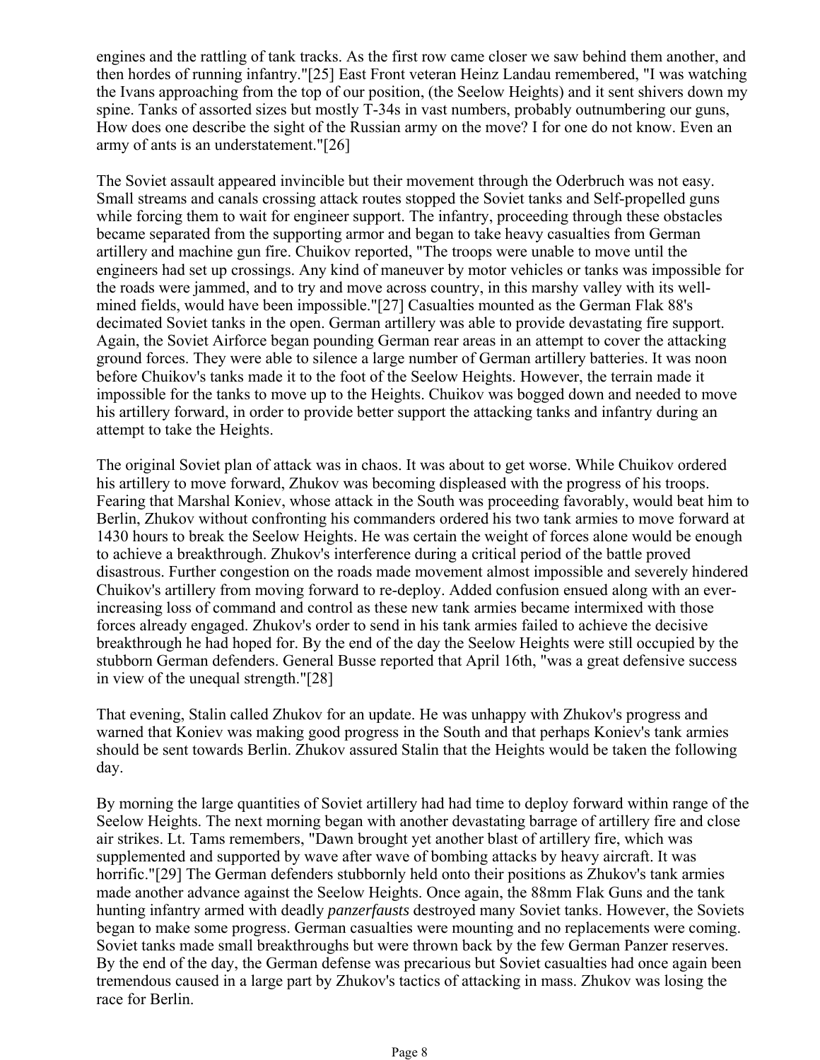engines and the rattling of tank tracks. As the first row came closer we saw behind them another, and then hordes of running infantry."[25] East Front veteran Heinz Landau remembered, "I was watching the Ivans approaching from the top of our position, (the Seelow Heights) and it sent shivers down my spine. Tanks of assorted sizes but mostly T-34s in vast numbers, probably outnumbering our guns, How does one describe the sight of the Russian army on the move? I for one do not know. Even an army of ants is an understatement."[26]

The Soviet assault appeared invincible but their movement through the Oderbruch was not easy. Small streams and canals crossing attack routes stopped the Soviet tanks and Self-propelled guns while forcing them to wait for engineer support. The infantry, proceeding through these obstacles became separated from the supporting armor and began to take heavy casualties from German artillery and machine gun fire. Chuikov reported, "The troops were unable to move until the engineers had set up crossings. Any kind of maneuver by motor vehicles or tanks was impossible for the roads were jammed, and to try and move across country, in this marshy valley with its well-mined fields, would have been impossible."[27] Casualties mounted as the German Flak 88's decimated Soviet tanks in the open. German artillery was able to provide devastating fire support. Again, the Soviet Airforce began pounding German rear areas in an attempt to cover the attacking ground forces. They were able to silence a large number of German artillery batteries. It was noon before Chuikov's tanks made it to the foot of the Seelow Heights. However, the terrain made it impossible for the tanks to move up to the Heights. Chuikov was bogged down and needed to move his artillery forward, in order to provide better support the attacking tanks and infantry during an attempt to take the Heights.

The original Soviet plan of attack was in chaos. It was about to get worse. While Chuikov ordered his artillery to move forward, Zhukov was becoming displeased with the progress of his troops. Fearing that Marshal Koniev, whose attack in the South was proceeding favorably, would beat him to Berlin, Zhukov without confronting his commanders ordered his two tank armies to move forward at 1430 hours to break the Seelow Heights. He was certain the weight of forces alone would be enough to achieve a breakthrough. Zhukov's interference during a critical period of the battle proved disastrous. Further congestion on the roads made movement almost impossible and severely hindered Chuikov's artillery from moving forward to re-deploy. Added confusion ensued along with an ever-increasing loss of command and control as these new tank armies became intermixed with those forces already engaged. Zhukov's order to send in his tank armies failed to achieve the decisive breakthrough he had hoped for. By the end of the day the Seelow Heights were still occupied by the stubborn German defenders. General Busse reported that April 16th, "was a great defensive success in view of the unequal strength."[28]

That evening, Stalin called Zhukov for an update. He was unhappy with Zhukov's progress and warned that Koniev was making good progress in the South and that perhaps Koniev's tank armies should be sent towards Berlin. Zhukov assured Stalin that the Heights would be taken the following day.

By morning the large quantities of Soviet artillery had had time to deploy forward within range of the Seelow Heights. The next morning began with another devastating barrage of artillery fire and close air strikes. Lt. Tams remembers, "Dawn brought yet another blast of artillery fire, which was supplemented and supported by wave after wave of bombing attacks by heavy aircraft. It was horrific."[29] The German defenders stubbornly held onto their positions as Zhukov's tank armies made another advance against the Seelow Heights. Once again, the 88mm Flak Guns and the tank hunting infantry armed with deadly *panzerfausts* destroyed many Soviet tanks. However, the Soviets began to make some progress. German casualties were mounting and no replacements were coming. Soviet tanks made small breakthroughs but were thrown back by the few German Panzer reserves. By the end of the day, the German defense was precarious but Soviet casualties had once again been tremendous caused in a large part by Zhukov's tactics of attacking in mass. Zhukov was losing the race for Berlin.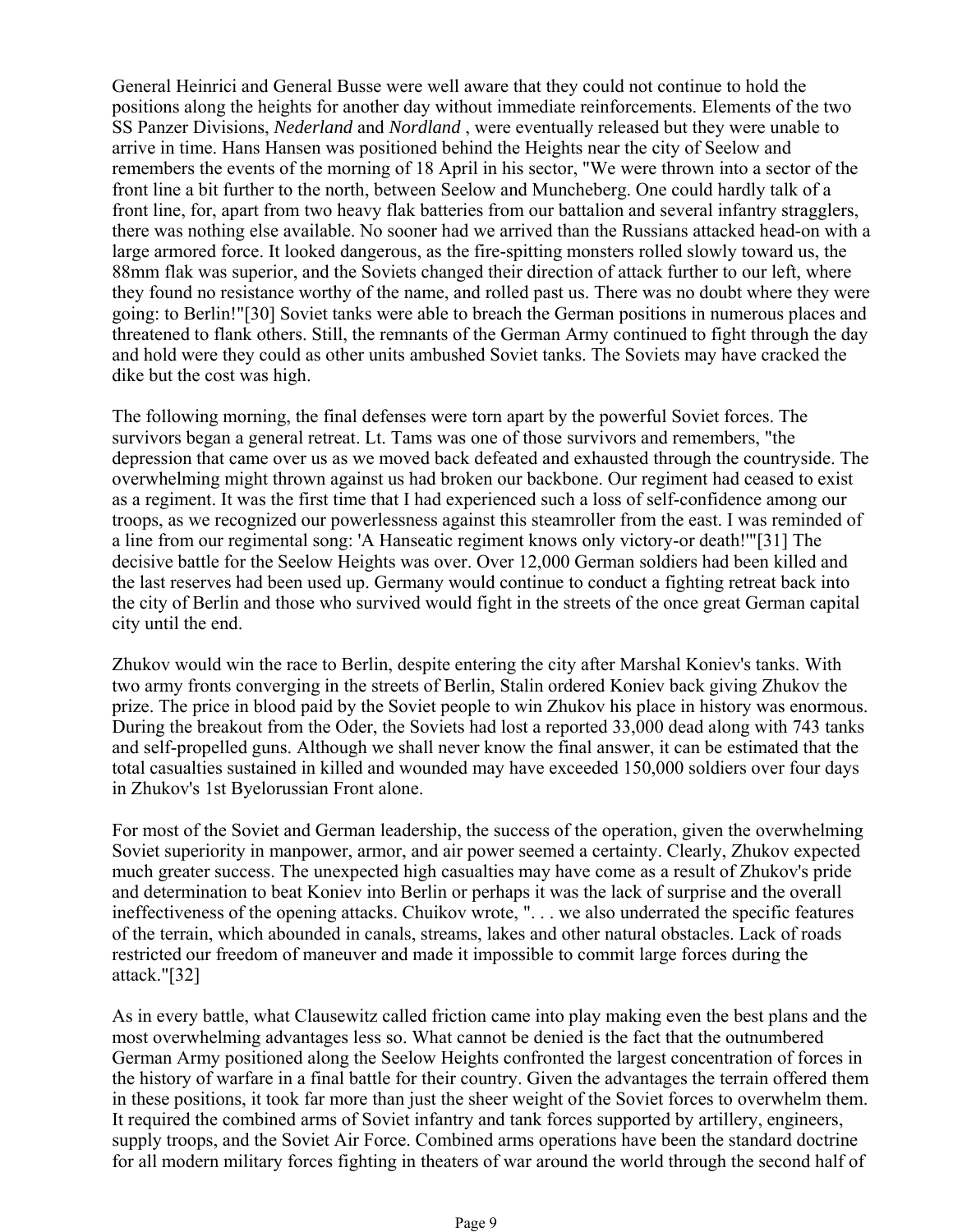General Heinrici and General Busse were well aware that they could not continue to hold the positions along the heights for another day without immediate reinforcements. Elements of the two SS Panzer Divisions, *Nederland* and *Nordland* , were eventually released but they were unable to arrive in time. Hans Hansen was positioned behind the Heights near the city of Seelow and remembers the events of the morning of 18 April in his sector, "We were thrown into a sector of the front line a bit further to the north, between Seelow and Muncheberg. One could hardly talk of a front line, for, apart from two heavy flak batteries from our battalion and several infantry stragglers, there was nothing else available. No sooner had we arrived than the Russians attacked head-on with a large armored force. It looked dangerous, as the fire-spitting monsters rolled slowly toward us, the 88mm flak was superior, and the Soviets changed their direction of attack further to our left, where they found no resistance worthy of the name, and rolled past us. There was no doubt where they were going: to Berlin!"[30] Soviet tanks were able to breach the German positions in numerous places and threatened to flank others. Still, the remnants of the German Army continued to fight through the day and hold were they could as other units ambushed Soviet tanks. The Soviets may have cracked the dike but the cost was high.

The following morning, the final defenses were torn apart by the powerful Soviet forces. The survivors began a general retreat. Lt. Tams was one of those survivors and remembers, "the depression that came over us as we moved back defeated and exhausted through the countryside. The overwhelming might thrown against us had broken our backbone. Our regiment had ceased to exist as a regiment. It was the first time that I had experienced such a loss of self-confidence among our troops, as we recognized our powerlessness against this steamroller from the east. I was reminded of a line from our regimental song: 'A Hanseatic regiment knows only victory-or death!'"[31] The decisive battle for the Seelow Heights was over. Over 12,000 German soldiers had been killed and the last reserves had been used up. Germany would continue to conduct a fighting retreat back into the city of Berlin and those who survived would fight in the streets of the once great German capital city until the end.

Zhukov would win the race to Berlin, despite entering the city after Marshal Koniev's tanks. With two army fronts converging in the streets of Berlin, Stalin ordered Koniev back giving Zhukov the prize. The price in blood paid by the Soviet people to win Zhukov his place in history was enormous. During the breakout from the Oder, the Soviets had lost a reported 33,000 dead along with 743 tanks and self-propelled guns. Although we shall never know the final answer, it can be estimated that the total casualties sustained in killed and wounded may have exceeded 150,000 soldiers over four days in Zhukov's 1st Byelorussian Front alone.

For most of the Soviet and German leadership, the success of the operation, given the overwhelming Soviet superiority in manpower, armor, and air power seemed a certainty. Clearly, Zhukov expected much greater success. The unexpected high casualties may have come as a result of Zhukov's pride and determination to beat Koniev into Berlin or perhaps it was the lack of surprise and the overall ineffectiveness of the opening attacks. Chuikov wrote, ". . . we also underrated the specific features of the terrain, which abounded in canals, streams, lakes and other natural obstacles. Lack of roads restricted our freedom of maneuver and made it impossible to commit large forces during the attack."[32]

As in every battle, what Clausewitz called friction came into play making even the best plans and the most overwhelming advantages less so. What cannot be denied is the fact that the outnumbered German Army positioned along the Seelow Heights confronted the largest concentration of forces in the history of warfare in a final battle for their country. Given the advantages the terrain offered them in these positions, it took far more than just the sheer weight of the Soviet forces to overwhelm them. It required the combined arms of Soviet infantry and tank forces supported by artillery, engineers, supply troops, and the Soviet Air Force. Combined arms operations have been the standard doctrine for all modern military forces fighting in theaters of war around the world through the second half of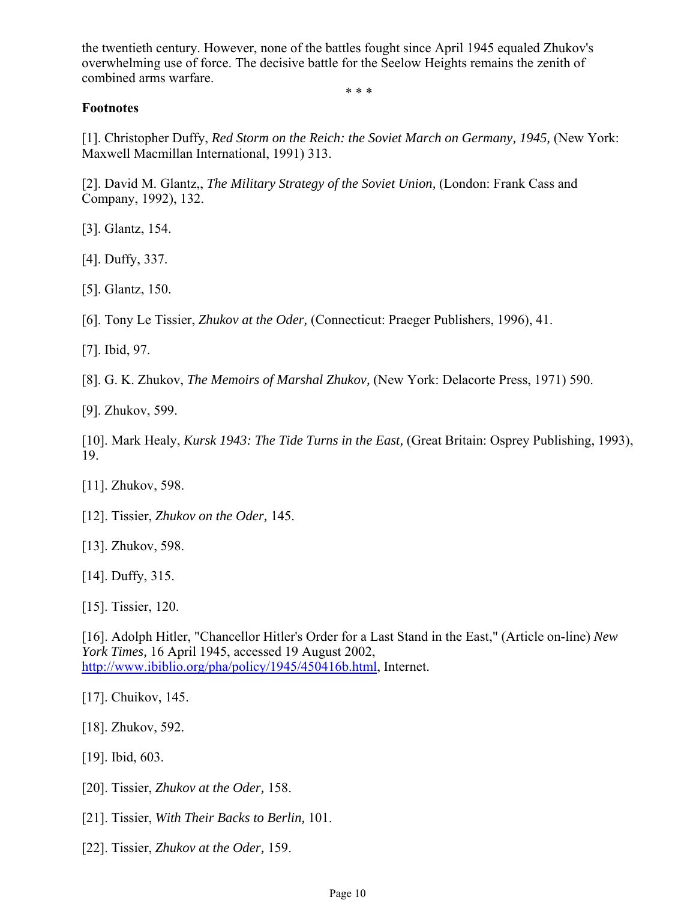the twentieth century. However, none of the battles fought since April 1945 equaled Zhukov's overwhelming use of force. The decisive battle for the Seelow Heights remains the zenith of combined arms warfare.

\* \* \*

**Footnotes**

[1]. Christopher Duffy, *Red Storm on the Reich: the Soviet March on Germany, 1945,* (New York: Maxwell Macmillan International, 1991) 313.

[2]. David M. Glantz,, *The Military Strategy of the Soviet Union,* (London: Frank Cass and Company, 1992), 132.

[3]. Glantz, 154.

[4]. Duffy, 337.

[5]. Glantz, 150.

[6]. Tony Le Tissier, *Zhukov at the Oder,* (Connecticut: Praeger Publishers, 1996), 41.

[7]. Ibid, 97.

[8]. G. K. Zhukov, *The Memoirs of Marshal Zhukov,* (New York: Delacorte Press, 1971) 590.

[9]. Zhukov, 599.

[10]. Mark Healy, *Kursk 1943: The Tide Turns in the East,* (Great Britain: Osprey Publishing, 1993), 19.

[11]. Zhukov, 598.

[12]. Tissier, *Zhukov on the Oder,* 145.

[13]. Zhukov, 598.

[14]. Duffy, 315.

[15]. Tissier, 120.

[16]. Adolph Hitler, "Chancellor Hitler's Order for a Last Stand in the East," (Article on-line) *New York Times,* 16 April 1945, accessed 19 August 2002, http://www.ibiblio.org/pha/policy/1945/450416b.html, Internet.

[17]. Chuikov, 145.

[18]. Zhukov, 592.

[19]. Ibid, 603.

[20]. Tissier, *Zhukov at the Oder,* 158.

[21]. Tissier, *With Their Backs to Berlin,* 101.

[22]. Tissier, *Zhukov at the Oder,* 159.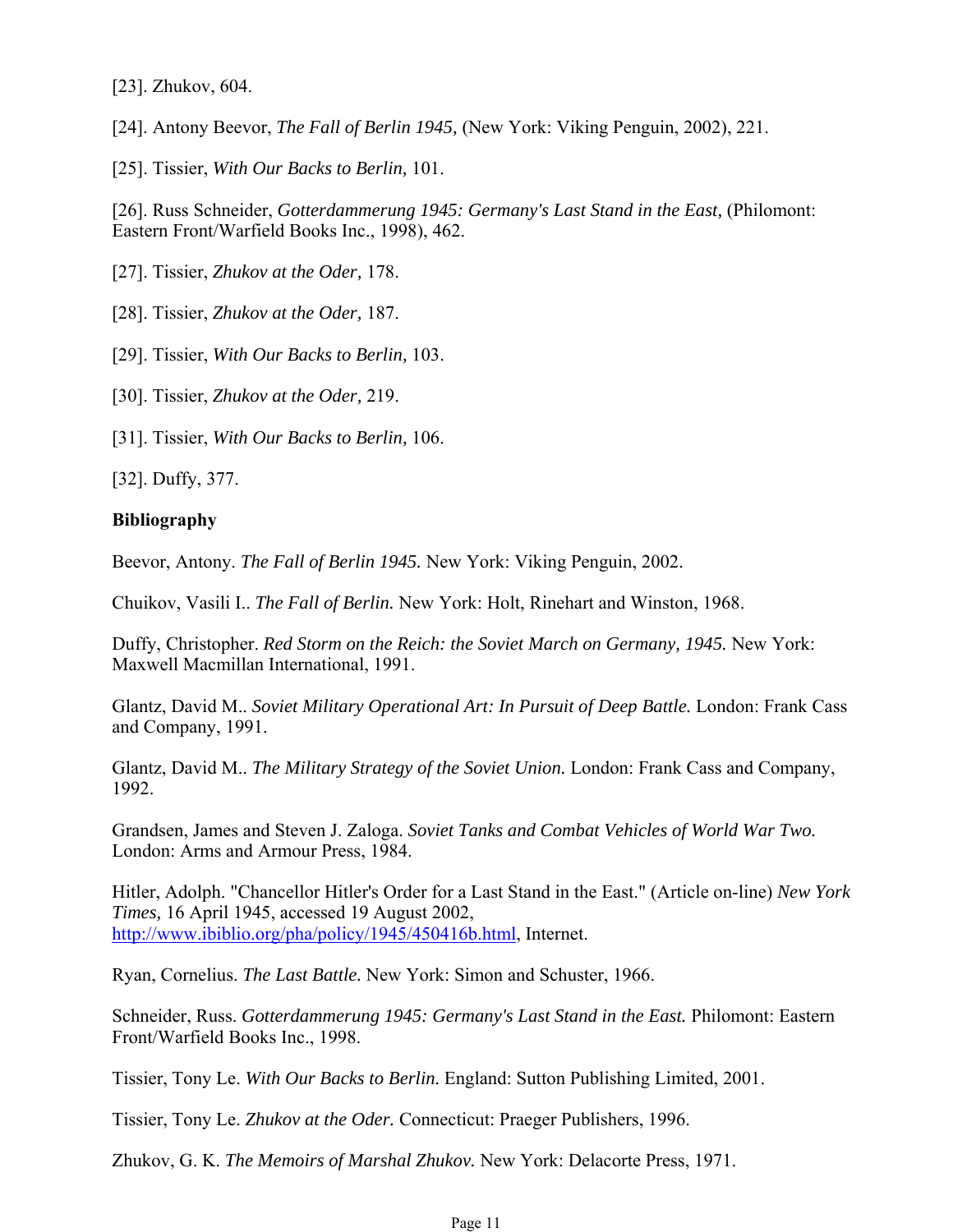[23]. Zhukov, 604.

[24]. Antony Beevor, *The Fall of Berlin 1945,* (New York: Viking Penguin, 2002), 221.

[25]. Tissier, *With Our Backs to Berlin,* 101.

[26]. Russ Schneider, *Gotterdammerung 1945: Germany's Last Stand in the East,* (Philomont: Eastern Front/Warfield Books Inc., 1998), 462.

[27]. Tissier, *Zhukov at the Oder,* 178.

[28]. Tissier, *Zhukov at the Oder,* 187.

[29]. Tissier, *With Our Backs to Berlin,* 103.

[30]. Tissier, *Zhukov at the Oder,* 219.

[31]. Tissier, *With Our Backs to Berlin,* 106.

[32]. Duffy, 377.

**Bibliography**

Beevor, Antony. *The Fall of Berlin 1945.* New York: Viking Penguin, 2002.

Chuikov, Vasili I.. *The Fall of Berlin.* New York: Holt, Rinehart and Winston, 1968.

Duffy, Christopher. *Red Storm on the Reich: the Soviet March on Germany, 1945.* New York: Maxwell Macmillan International, 1991.

Glantz, David M.. *Soviet Military Operational Art: In Pursuit of Deep Battle.* London: Frank Cass and Company, 1991.

Glantz, David M.. *The Military Strategy of the Soviet Union.* London: Frank Cass and Company, 1992.

Grandsen, James and Steven J. Zaloga. *Soviet Tanks and Combat Vehicles of World War Two.* London: Arms and Armour Press, 1984.

Hitler, Adolph. "Chancellor Hitler's Order for a Last Stand in the East." (Article on-line) *New York Times,* 16 April 1945, accessed 19 August 2002, [http://www.ibiblio.org/pha/policy/1945/450416b.html](http://www.ibiblio.org/pha/policy/1945/450416b.html), Internet.

Ryan, Cornelius. *The Last Battle.* New York: Simon and Schuster, 1966.

Schneider, Russ. *Gotterdammerung 1945: Germany's Last Stand in the East.* Philomont: Eastern Front/Warfield Books Inc., 1998.

Tissier, Tony Le. *With Our Backs to Berlin.* England: Sutton Publishing Limited, 2001.

Tissier, Tony Le. *Zhukov at the Oder.* Connecticut: Praeger Publishers, 1996.

Zhukov, G. K. *The Memoirs of Marshal Zhukov.* New York: Delacorte Press, 1971.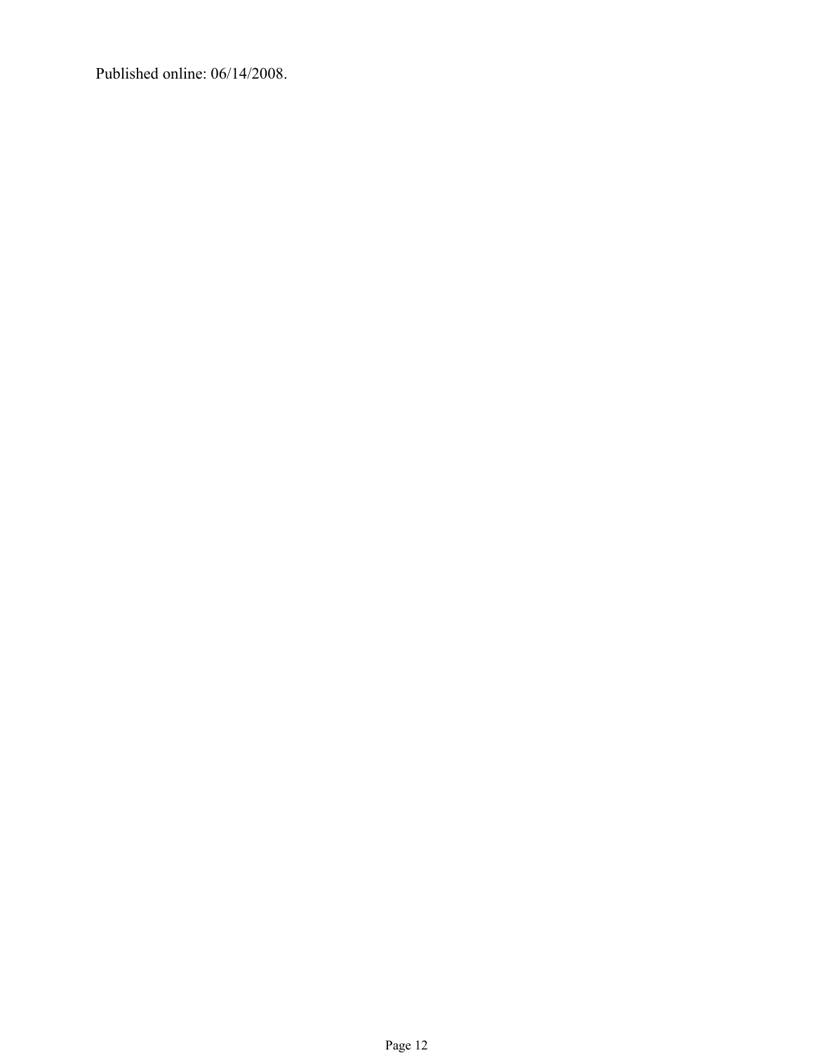Published online: 06/14/2008.